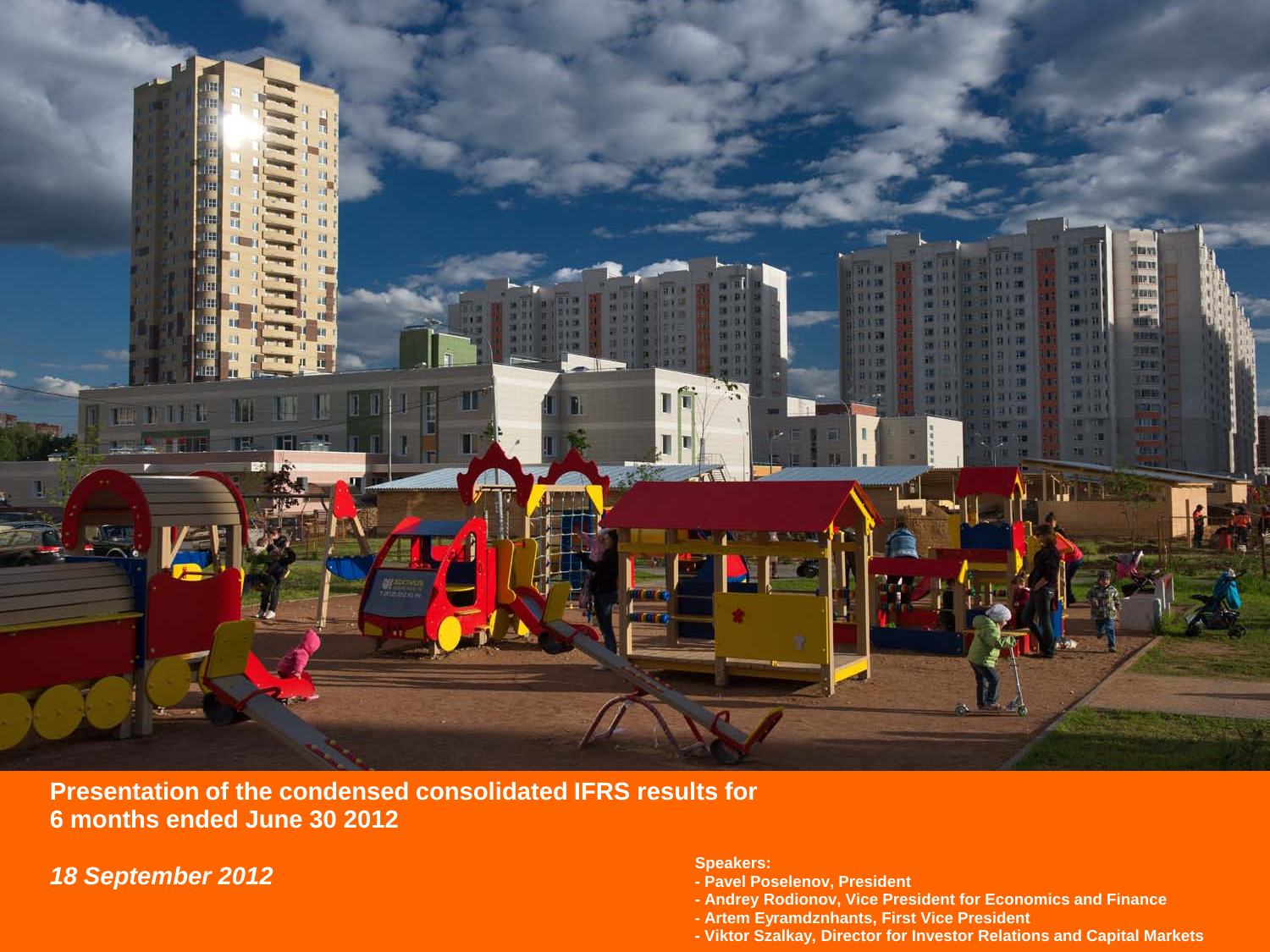# Presentation of the condensed consolidated IFRS results for 6 months ended June 30 2012

*18 September 2012*

**Speakers:**

- **Pavel Poselenov, President**
- **Andrey Rodionov, Vice President for Economics and Finance**
- **Artem Eyramdznhants, First Vice President**
- **Viktor Szalkay, Director for Investor Relations and Capital Markets**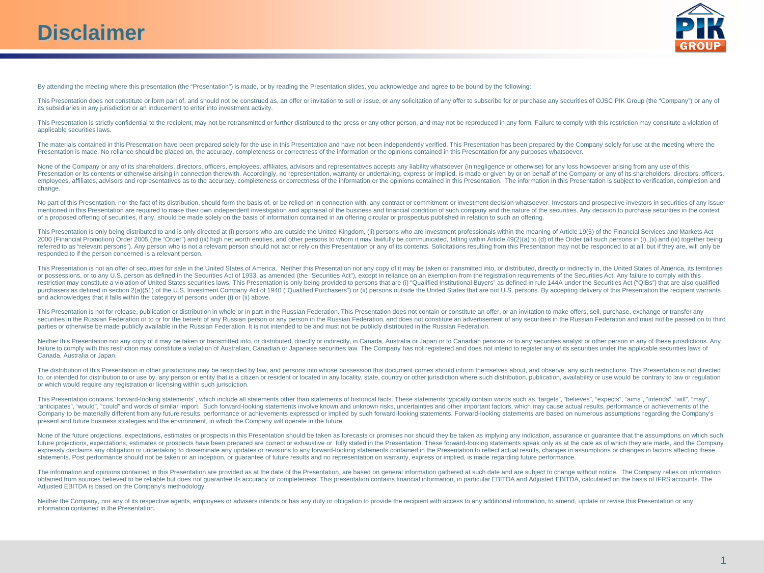# Disclaimer

By attending the meeting where this presentation (the "Presentation") is made, or by reading the Presentation slides, you acknowledge and agree to be bound by the following:

This Presentation does not constitute or form part of, and should not be construed as, an offer or invitation to sell or issue, or any solicitation of any offer to subscribe for or purchase any securities of OJSC PIK Group (the "Company") or any of its subsidiaries in any jurisdiction or an inducement to enter into investment activity.

This Presentation is strictly confidential to the recipient, may not be retransmitted or further distributed to the press or any other person, and may not be reproduced in any form. Failure to comply with this restriction may constitute a violation of applicable securities laws.

The materials contained in this Presentation have been prepared solely for the use in this Presentation and have not been independently verified. This Presentation has been prepared by the Company solely for use at the meeting where the Presentation is made. No reliance should be placed on, the accuracy, completeness or correctness of the information or the opinions contained in this Presentation for any purposes whatsoever.

None of the Company or any of its shareholders, directors, officers, employees, affiliates, advisors and representatives accepts any liability whatsoever (in negligence or otherwise) for any loss howsoever arising from any use of this Presentation or its contents or otherwise arising in connection therewith. Accordingly, no representation, warranty or undertaking, express or implied, is made or given by or on behalf of the Company or any of its shareholders, directors, officers, employees, affiliates, advisors and representatives as to the accuracy, completeness or correctness of the information or the opinions contained in this Presentation. The information in this Presentation is subject to verification, completion and change.

No part of this Presentation, nor the fact of its distribution, should form the basis of, or be relied on in connection with, any contract or commitment or investment decision whatsoever. Investors and prospective investors in securities of any issuer mentioned in this Presentation are required to make their own independent investigation and appraisal of the business and financial condition of such company and the nature of the securities. Any decision to purchase securities in the context of a proposed offering of securities, if any, should be made solely on the basis of information contained in an offering circular or prospectus published in relation to such an offering.

This Presentation is only being distributed to and is only directed at (i) persons who are outside the United Kingdom, (ii) persons who are investment professionals within the meaning of Article 19(5) of the Financial Services and Markets Act 2000 (Financial Promotion) Order 2005 (the "Order") and (iii) high net worth entities, and other persons to whom it may lawfully be communicated, falling within Article 49(2)(a) to (d) of the Order (all such persons in (i), (ii) and (iii) together being referred to as "relevant persons"). Any person who is not a relevant person should not act or rely on this Presentation or any of its contents. Solicitations resulting from this Presentation may not be responded to at all, but if they are, will only be responded to if the person concerned is a relevant person.

This Presentation is not an offer of securities for sale in the United States of America. Neither this Presentation nor any copy of it may be taken or transmitted into, or distributed, directly or indirectly in, the United States of America, its territories or possessions, or to any U.S. person as defined in the Securities Act of 1933, as amended (the "Securities Act"), except in reliance on an exemption from the registration requirements of the Securities Act. Any failure to comply with this restriction may constitute a violation of United States securities laws. This Presentation is only being provided to persons that are (i) "Qualified Institutional Buyers" as defined in rule 144A under the Securities Act ("QIBs") that are also qualified purchasers as defined in section 2(a)(51) of the U.S. Investment Company Act of 1940 ("Qualified Purchasers") or (ii) persons outside the United States that are not U.S. persons. By accepting delivery of this Presentation the recipient warrants and acknowledges that it falls within the category of persons under (i) or (ii) above.

This Presentation is not for release, publication or distribution in whole or in part in the Russian Federation. This Presentation does not contain or constitute an offer, or an invitation to make offers, sell, purchase, exchange or transfer any securities in the Russian Federation or to or for the benefit of any Russian person or any person in the Russian Federation, and does not constitute an advertisement of any securities in the Russian Federation and must not be passed on to third parties or otherwise be made publicly available in the Russian Federation. It is not intended to be and must not be publicly distributed in the Russian Federation.

Neither this Presentation nor any copy of it may be taken or transmitted into, or distributed, directly or indirectly, in Canada, Australia or Japan or to Canadian persons or to any securities analyst or other person in any of these jurisdictions. Any failure to comply with this restriction may constitute a violation of Australian, Canadian or Japanese securities law. The Company has not registered and does not intend to register any of its securities under the applicable securities laws of Canada, Australia or Japan.

The distribution of this Presentation in other jurisdictions may be restricted by law, and persons into whose possession this document comes should inform themselves about, and observe, any such restrictions. This Presentation is not directed to, or intended for distribution to or use by, any person or entity that is a citizen or resident or located in any locality, state, country or other jurisdiction where such distribution, publication, availability or use would be contrary to law or regulation or which would require any registration or licensing within such jurisdiction.

This Presentation contains "forward-looking statements", which include all statements other than statements of historical facts. These statements typically contain words such as "targets", "believes", "expects", "aims", "intends", "will", "may", "anticipates", "would", "could" and words of similar import. Such forward-looking statements involve known and unknown risks, uncertainties and other important factors, which may cause actual results, performance or achievements of the Company to be materially different from any future results, performance or achievements expressed or implied by such forward-looking statements. Forward-looking statements are based on numerous assumptions regarding the Company's present and future business strategies and the environment, in which the Company will operate in the future.

None of the future projections, expectations, estimates or prospects in this Presentation should be taken as forecasts or promises nor should they be taken as implying any indication, assurance or guarantee that the assumptions on which such future projections, expectations, estimates or prospects have been prepared are correct or exhaustive or fully stated in the Presentation. These forward-looking statements speak only as at the date as of which they are made, and the Company expressly disclaims any obligation or undertaking to disseminate any updates or revisions to any forward-looking statements contained in the Presentation to reflect actual results, changes in assumptions or changes in factors affecting these statements. Post performance should not be taken or an inception, or guarantee of future results and no representation on warranty, express or implied, is made regarding future performance.

The information and opinions contained in this Presentation are provided as at the date of the Presentation, are based on general information gathered at such date and are subject to change without notice. The Company relies on information obtained from sources believed to be reliable but does not guarantee its accuracy or completeness. This presentation contains financial information, in particular EBITDA and Adjusted EBITDA, calculated on the basis of IFRS accounts. The Adjusted EBITDA is based on the Company's methodology.

Neither the Company, nor any of its respective agents, employees or advisers intends or has any duty or obligation to provide the recipient with access to any additional information, to amend, update or revise this Presentation or any information contained in the Presentation.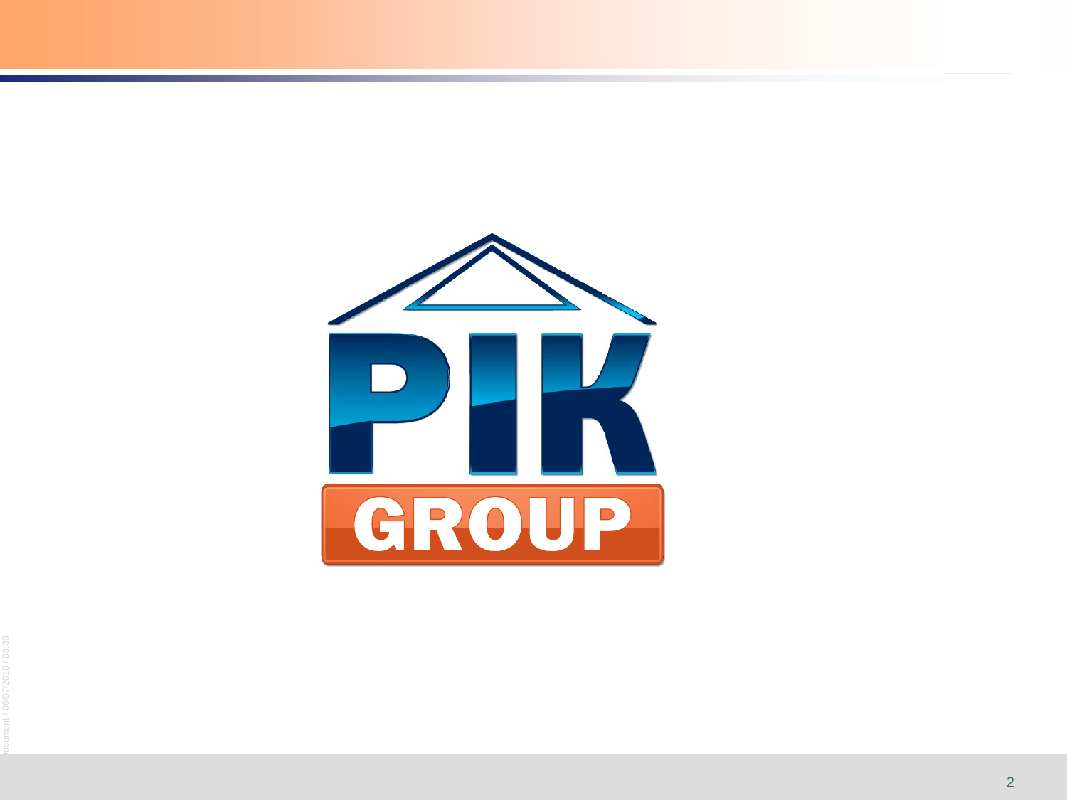PIK GROUP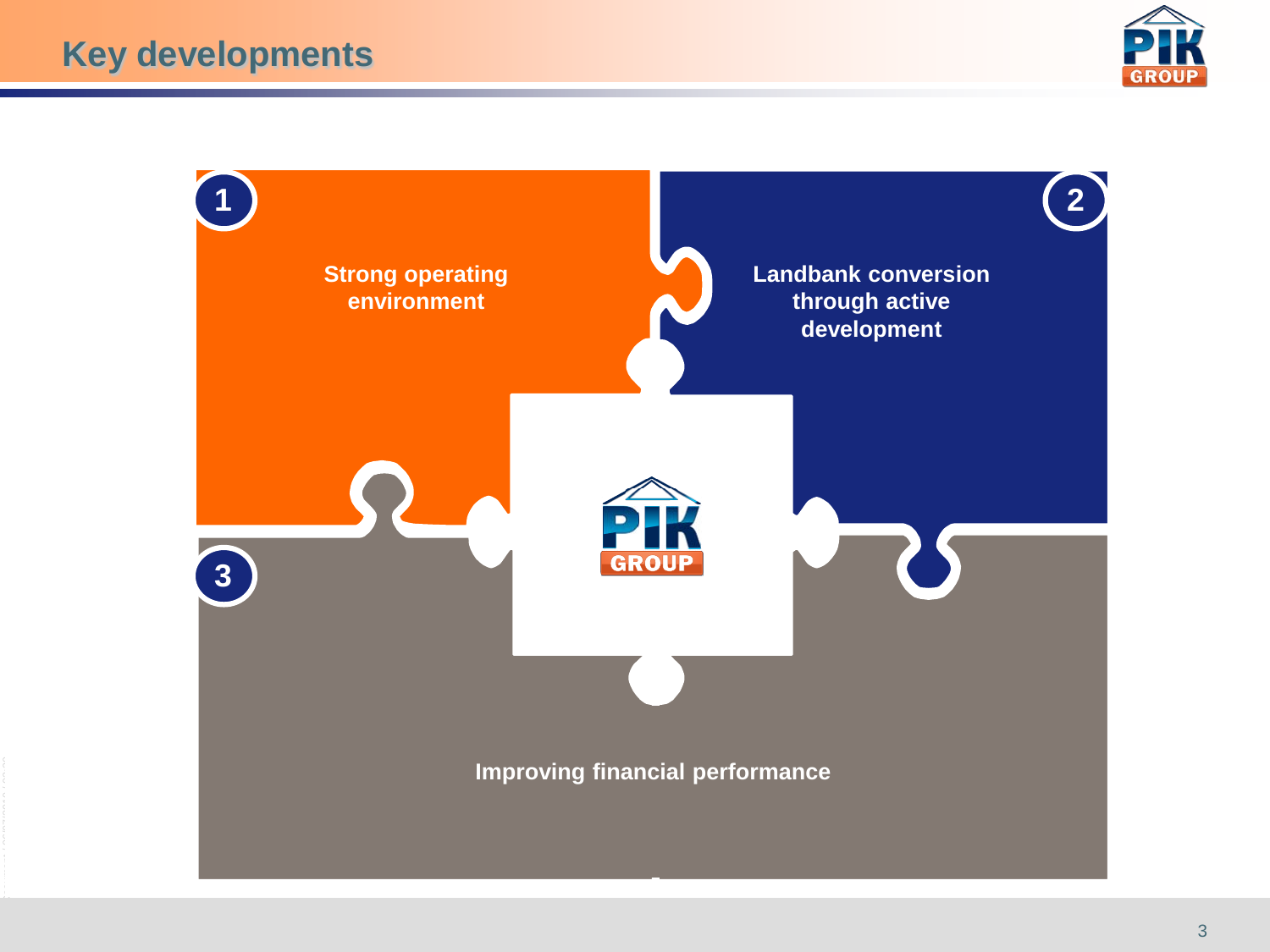# Key developments

1. Strong operating environment
2. Landbank conversion through active development
3. Improving financial performance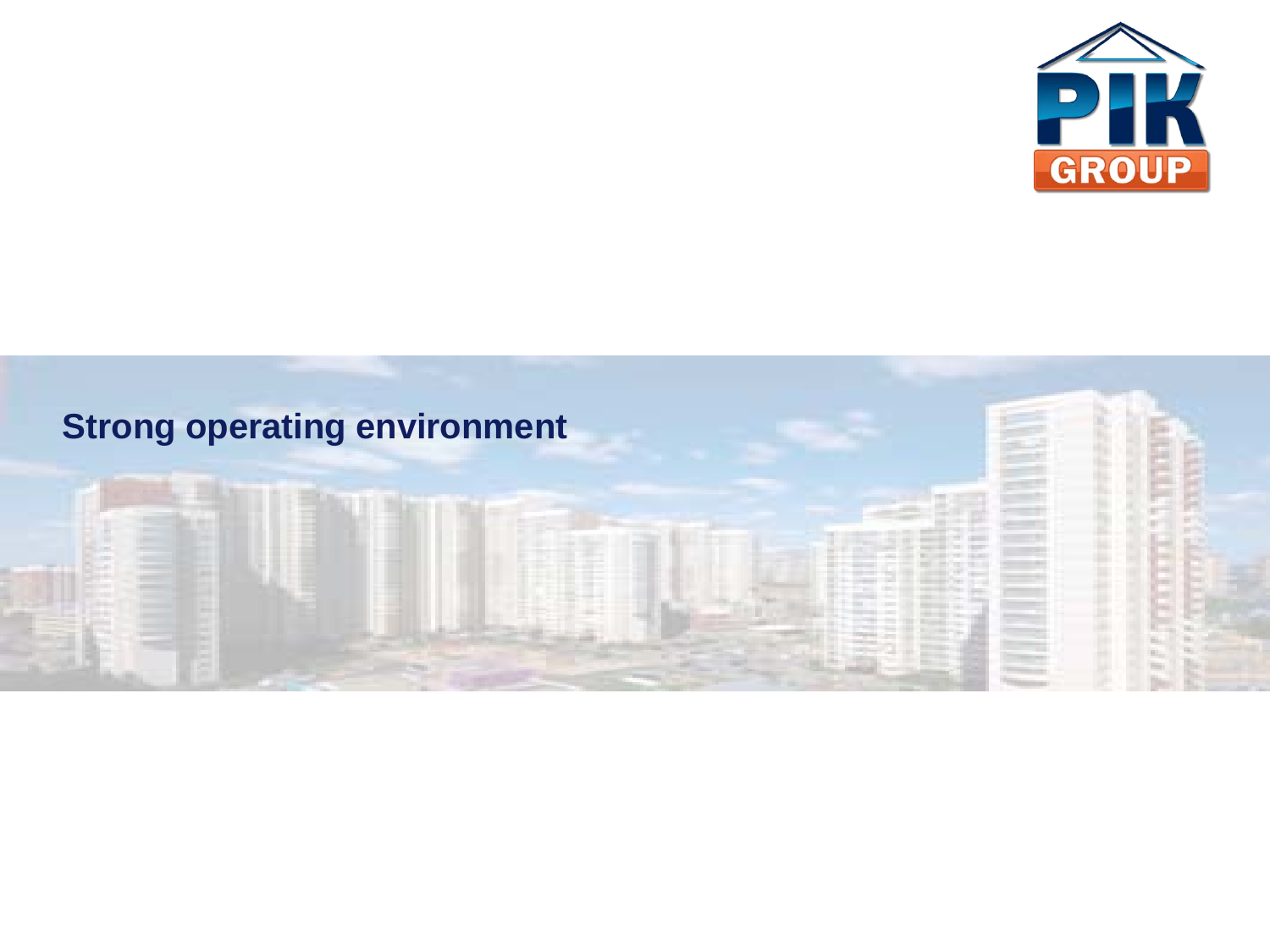# Strong operating environment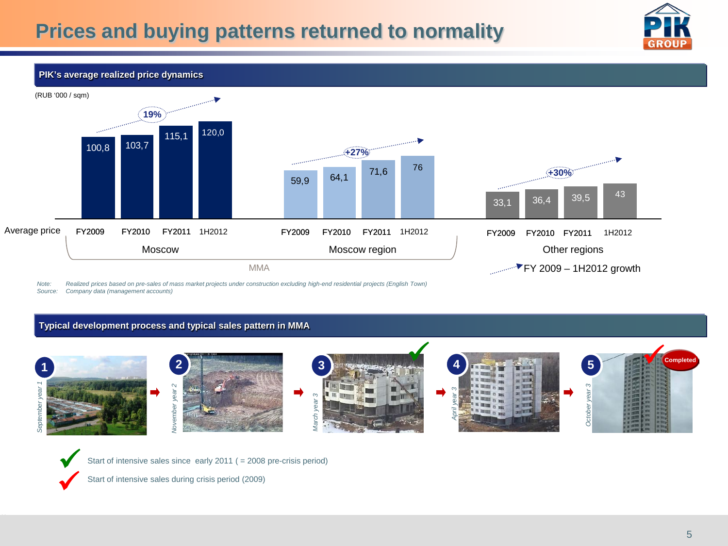# Prices and buying patterns returned to normality

## PIK's average realized price dynamics

(RUB '000 / sqm)

| Average price | FY2009 | FY2010 | FY2011 | 1H2012 | FY 2009 – 1H2012 growth |
|---|---|---|---|---|---|
| Moscow | 100,8 | 103,7 | 115,1 | 120,0 | 19% |
| Moscow region | 59,9 | 64,1 | 71,6 | 76 | +27% |
| Other regions | 33,1 | 36,4 | 39,5 | 43 | +30% |

MMA (Moscow and Moscow region)

*Note: Realized prices based on pre-sales of mass market projects under construction excluding high-end residential projects (English Town)*
*Source: Company data (management accounts)*

## Typical development process and typical sales pattern in MMA

1. September year 1
2. November year 2
3. March year 3
4. April year 3
5. October year 3 — Completed

✔ (green) Start of intensive sales since early 2011 ( = 2008 pre-crisis period) — at stage 3

✔ (red) Start of intensive sales during crisis period (2009) — at stage 5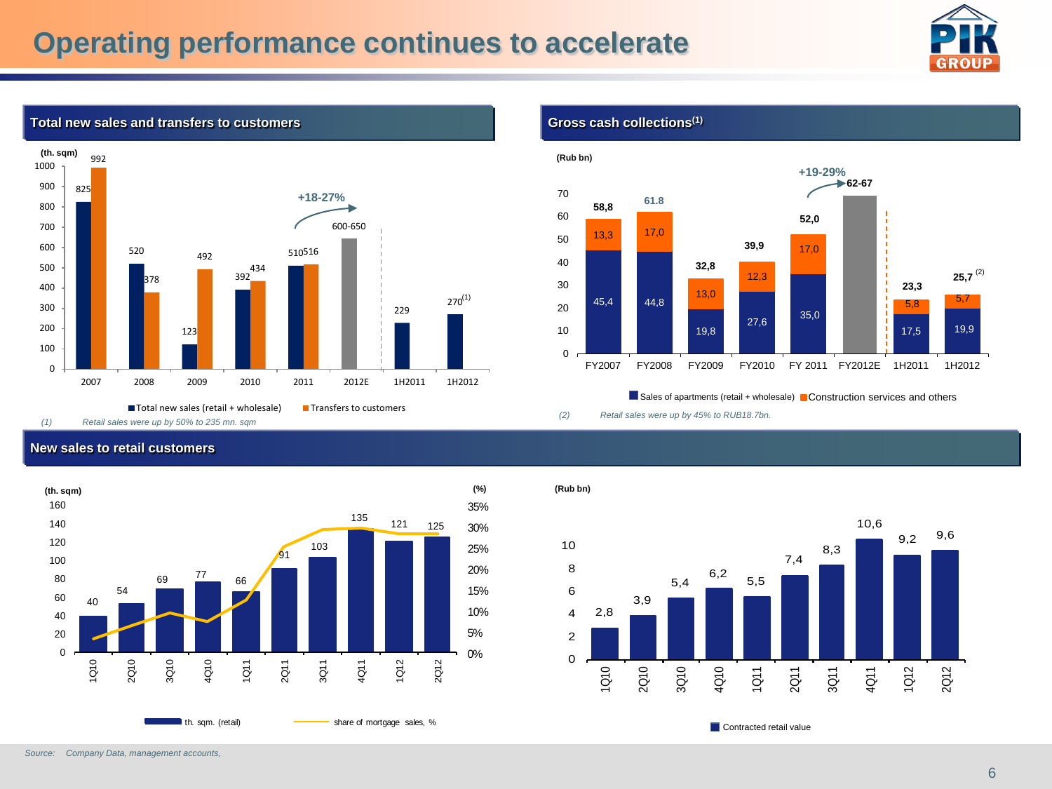# Operating performance continues to accelerate

## Total new sales and total transfers to customers

(th. sqm)

| | 2007 | 2008 | 2009 | 2010 | 2011 | 2012E | 1H2011 | 1H2012 |
|---|---|---|---|---|---|---|---|---|
| Total new sales (retail + wholesale) | 825 | 520 | 123 | 392 | 510 | 600-650 | 229 | 270[(1)] |
| Transfers to customers | 992 | 378 | 492 | 434 | 516 | | | |

+18-27%

(1) *Retail sales were up by 50% to 235 mn. sqm*

## Gross cash collections[(1)]

(Rub bn)

| | FY2007 | FY2008 | FY2009 | FY2010 | FY 2011 | FY2012E | 1H2011 | 1H2012 |
|---|---|---|---|---|---|---|---|---|
| Sales of apartments (retail + wholesale) | 45,4 | 44,8 | 19,8 | 27,6 | 35,0 | | 17,5 | 19,9 |
| Construction services and others | 13,3 | 17,0 | 13,0 | 12,3 | 17,0 | | 5,8 | 5,7 |
| Total | 58,8 | 61.8 | 32,8 | 39,9 | 52,0 | 62-67 | 23,3 | 25,7[(2)] |

+19-29%

(2) *Retail sales were up by 45% to RUB18.7bn.*

## New sales to retail customers

| | 1Q10 | 2Q10 | 3Q10 | 4Q10 | 1Q11 | 2Q11 | 3Q11 | 4Q11 | 1Q12 | 2Q12 |
|---|---|---|---|---|---|---|---|---|---|---|
| th. sqm. (retail) | 40 | 54 | 69 | 77 | 66 | 91 | 103 | 135 | 121 | 125 |
| Contracted retail value (Rub bn) | 2,8 | 3,9 | 5,4 | 6,2 | 5,5 | 7,4 | 8,3 | 10,6 | 9,2 | 9,6 |

Share of mortgage sales, % (line chart, right axis 0%–35%)

Source: *Company Data, management accounts,*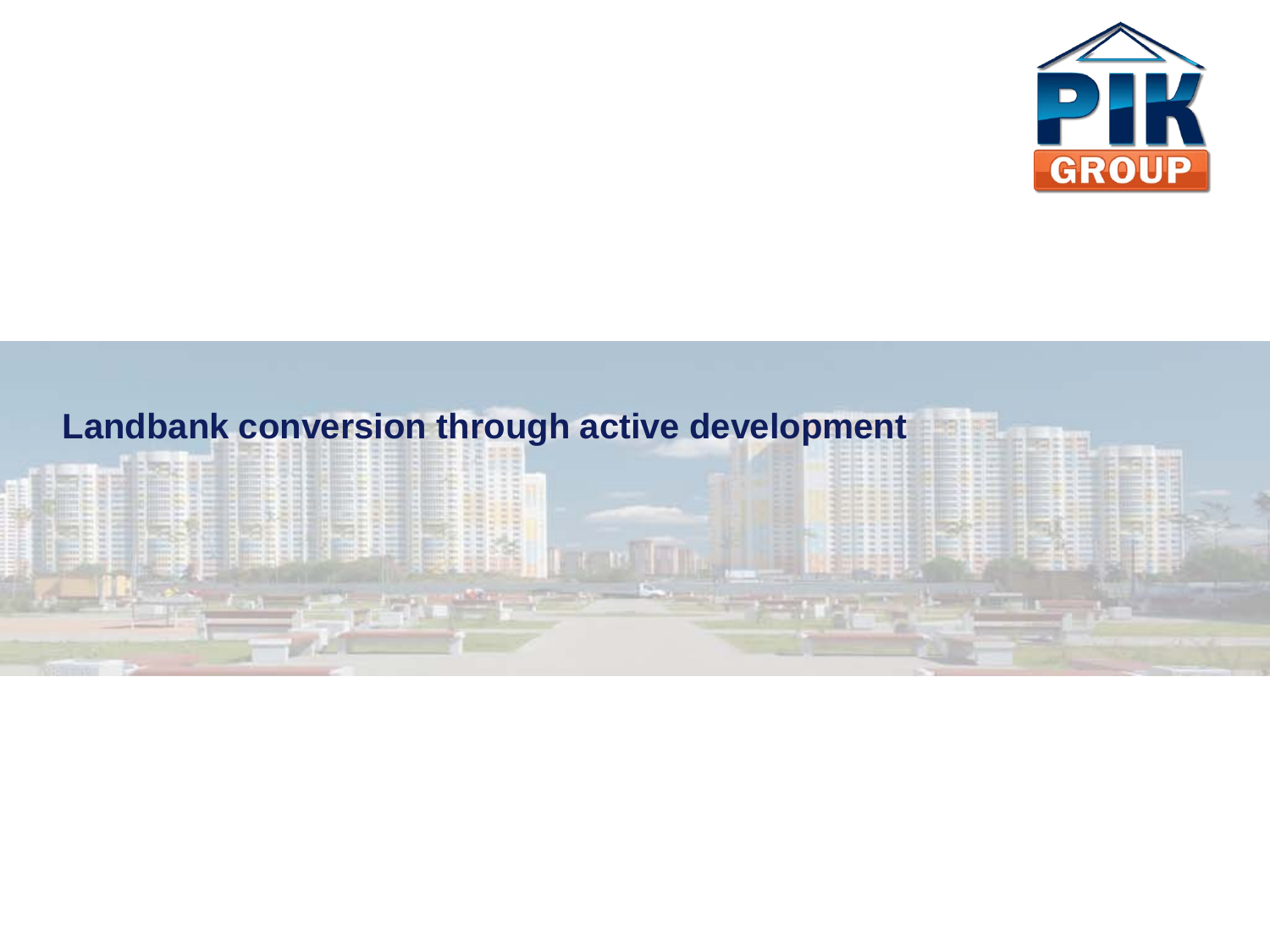# Landbank conversion through active development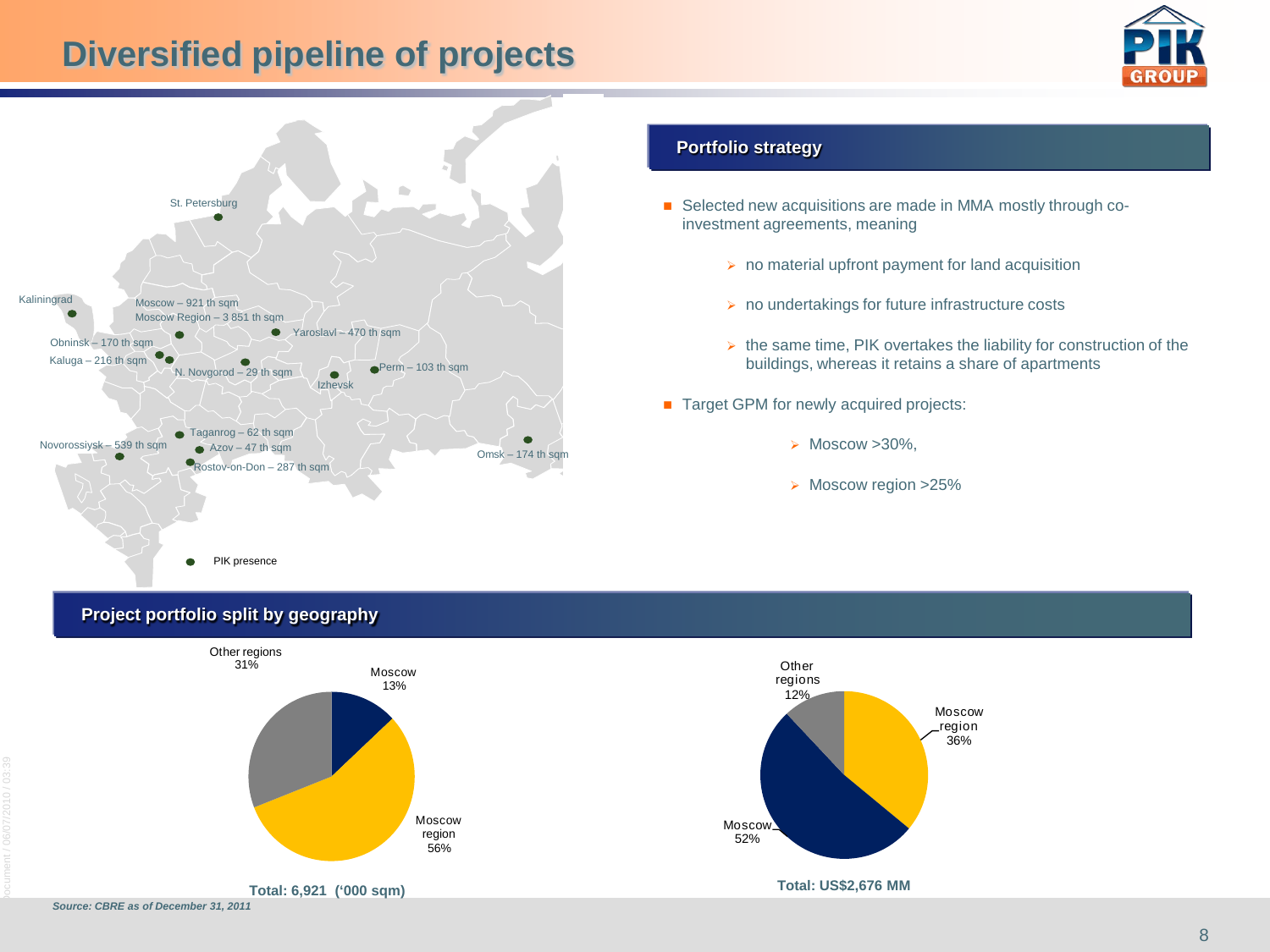# Diversified pipeline of projects

St. Petersburg

Kaliningrad

Moscow – 921 th sqm
Moscow Region – 3 851 th sqm

Yaroslavl – 470 th sqm

Obninsk – 170 th sqm

Kaluga – 216 th sqm

N. Novgorod – 29 th sqm

Izhevsk

Perm – 103 th sqm

Taganrog – 62 th sqm

Novorossiysk – 539 th sqm

Azov – 47 th sqm

Rostov-on-Don – 287 th sqm

Omsk – 174 th sqm

PIK presence

## Portfolio strategy

- Selected new acquisitions are made in MMA mostly through co-investment agreements, meaning
  - no material upfront payment for land acquisition
  - no undertakings for future infrastructure costs
  - the same time, PIK overtakes the liability for construction of the buildings, whereas it retains a share of apartments
- Target GPM for newly acquired projects:
  - Moscow >30%,
  - Moscow region >25%

## Project portfolio split by geography

| Region | Share |
|---|---|
| Moscow | 13% |
| Moscow region | 56% |
| Other regions | 31% |

**Total: 6,921 ('000 sqm)**

| Region | Share |
|---|---|
| Moscow region | 36% |
| Moscow | 52% |
| Other regions | 12% |

**Total: US$2,676 MM**

*Source: CBRE as of December 31, 2011*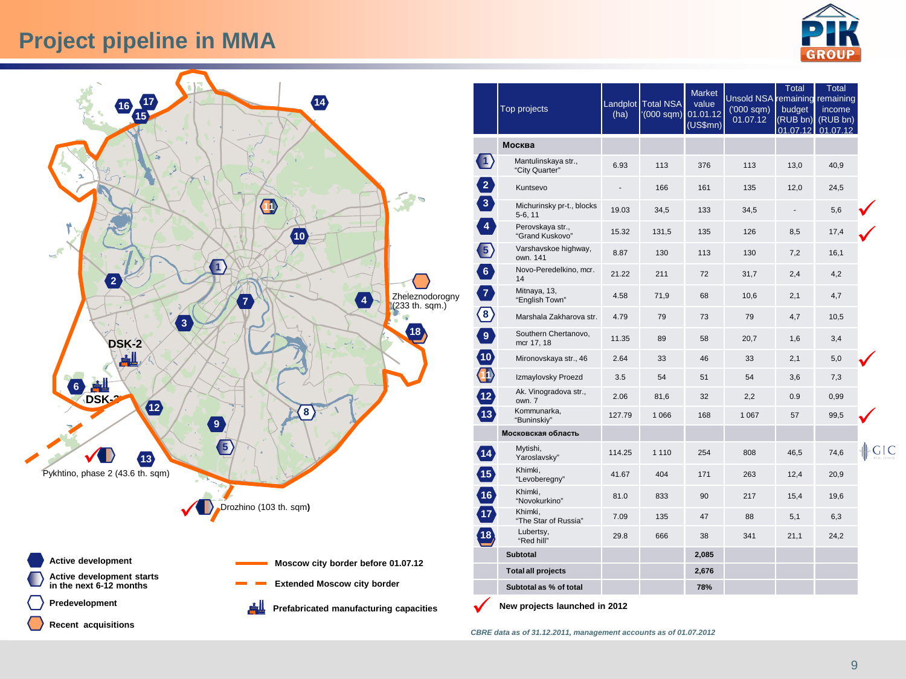# Project pipeline in MMA

Zheleznodorogny (233 th. sqm.)

DSK-2

DSK-3

Pykhtino, phase 2 (43.6 th. sqm)

Drozhino (103 th. sqm)

- Active development
- Active development starts in the next 6-12 months
- Predevelopment
- Recent acquisitions
- Moscow city border before 01.07.12
- Extended Moscow city border
- Prefabricated manufacturing capacities

| # | Top projects | Landplot (ha) | Total NSA ('000 sqm) | Market value 01.01.12 (US$mn) | Unsold NSA ('000 sqm) 01.07.12 | Total remaining budget (RUB bn) 01.07.12 | Total remaining income (RUB bn) 01.07.12 | |
|---|---|---|---|---|---|---|---|---|
| | **Москва** | | | | | | | |
| 1 | Mantulinskaya str., "City Quarter" | 6.93 | 113 | 376 | 113 | 13,0 | 40,9 | |
| 2 | Kuntsevo | - | 166 | 161 | 135 | 12,0 | 24,5 | |
| 3 | Michurinsky pr-t., blocks 5-6, 11 | 19.03 | 34,5 | 133 | 34,5 | - | 5,6 | ✓ |
| 4 | Perovskaya str., "Grand Kuskovo" | 15.32 | 131,5 | 135 | 126 | 8,5 | 17,4 | ✓ |
| 5 | Varshavskoe highway, own. 141 | 8.87 | 130 | 113 | 130 | 7,2 | 16,1 | |
| 6 | Novo-Peredelkino, mcr. 14 | 21.22 | 211 | 72 | 31,7 | 2,4 | 4,2 | |
| 7 | Mitnaya, 13, "English Town" | 4.58 | 71,9 | 68 | 10,6 | 2,1 | 4,7 | |
| 8 | Marshala Zakharova str. | 4.79 | 79 | 73 | 79 | 4,7 | 10,5 | |
| 9 | Southern Chertanovo, mcr 17, 18 | 11.35 | 89 | 58 | 20,7 | 1,6 | 3,4 | |
| 10 | Mironovskaya str., 46 | 2.64 | 33 | 46 | 33 | 2,1 | 5,0 | ✓ |
| 11 | Izmaylovsky Proezd | 3.5 | 54 | 51 | 54 | 3,6 | 7,3 | |
| 12 | Ak. Vinogradova str., own. 7 | 2.06 | 81,6 | 32 | 2,2 | 0.9 | 0,99 | |
| 13 | Kommunarka, "Buninskiy" | 127.79 | 1 066 | 168 | 1 067 | 57 | 99,5 | ✓ |
| | **Московская область** | | | | | | | |
| 14 | Mytishi, Yaroslavsky" | 114.25 | 1 110 | 254 | 808 | 46,5 | 74,6 | GIC |
| 15 | Khimki, "Levoberegny" | 41.67 | 404 | 171 | 263 | 12,4 | 20,9 | |
| 16 | Khimki, "Novokurkino" | 81.0 | 833 | 90 | 217 | 15,4 | 19,6 | |
| 17 | Khimki, "The Star of Russia" | 7.09 | 135 | 47 | 88 | 5,1 | 6,3 | |
| 18 | Lubertsy, "Red hill" | 29.8 | 666 | 38 | 341 | 21,1 | 24,2 | |
| | **Subtotal** | | | **2,085** | | | | |
| | **Total all projects** | | | **2,676** | | | | |
| | **Subtotal as % of total** | | | **78%** | | | | |

✓ **New projects launched in 2012**

*CBRE data as of 31.12.2011, management accounts as of 01.07.2012*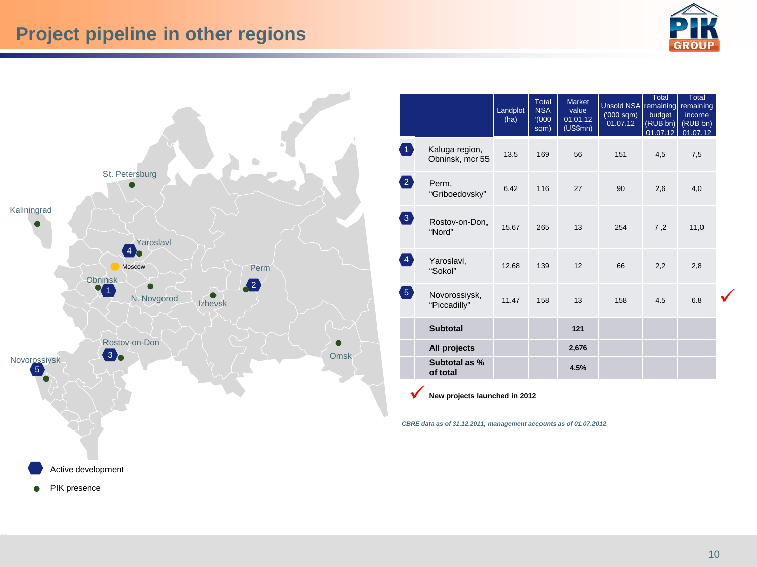# Project pipeline in other regions

Kaliningrad
St. Petersburg
Yaroslavl
Moscow
Obninsk
N. Novgorod
Izhevsk
Perm
Rostov-on-Don
Novorossiysk
Omsk

Active development

PIK presence

| # | Project | Landplot (ha) | Total NSA '(000 sqm) | Market value 01.01.12 (US$mn) | Unsold NSA ('000 sqm) 01.07.12 | Total remaining budget (RUB bn) 01.07.12 | Total remaining income (RUB bn) 01.07.12 |
|---|---|---|---|---|---|---|---|
| 1 | Kaluga region, Obninsk, mcr 55 | 13.5 | 169 | 56 | 151 | 4,5 | 7,5 |
| 2 | Perm, "Griboedovsky" | 6.42 | 116 | 27 | 90 | 2,6 | 4,0 |
| 3 | Rostov-on-Don, "Nord" | 15.67 | 265 | 13 | 254 | 7 ,2 | 11,0 |
| 4 | Yaroslavl, "Sokol" | 12.68 | 139 | 12 | 66 | 2,2 | 2,8 |
| 5 | Novorossiysk, "Piccadilly" ✓ | 11.47 | 158 | 13 | 158 | 4.5 | 6.8 |
| | **Subtotal** | | | **121** | | | |
| | **All projects** | | | **2,676** | | | |
| | **Subtotal as % of total** | | | **4.5%** | | | |

✓ **New projects launched in 2012**

*CBRE data as of 31.12.2011, management accounts as of 01.07.2012*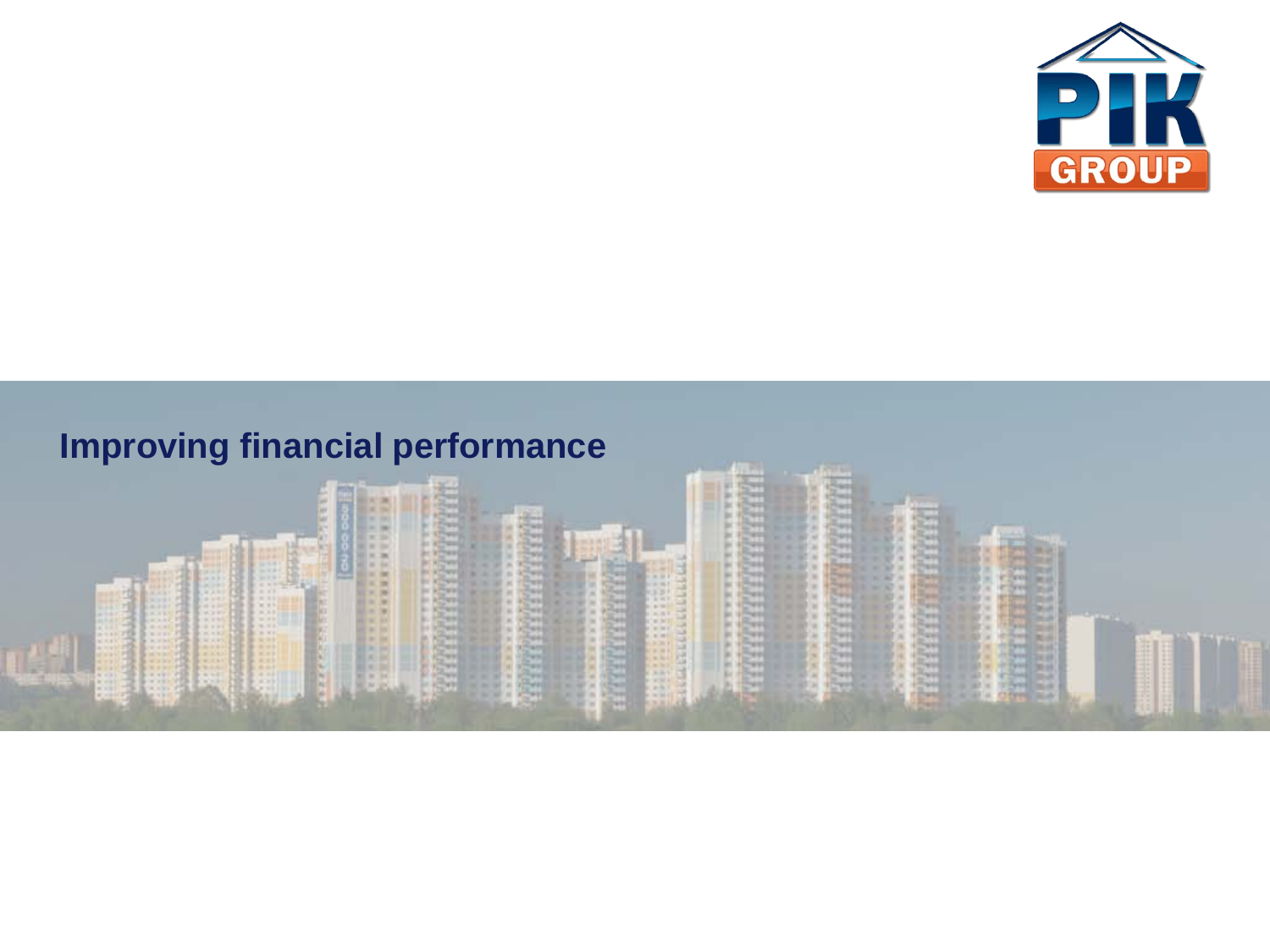# Improving financial performance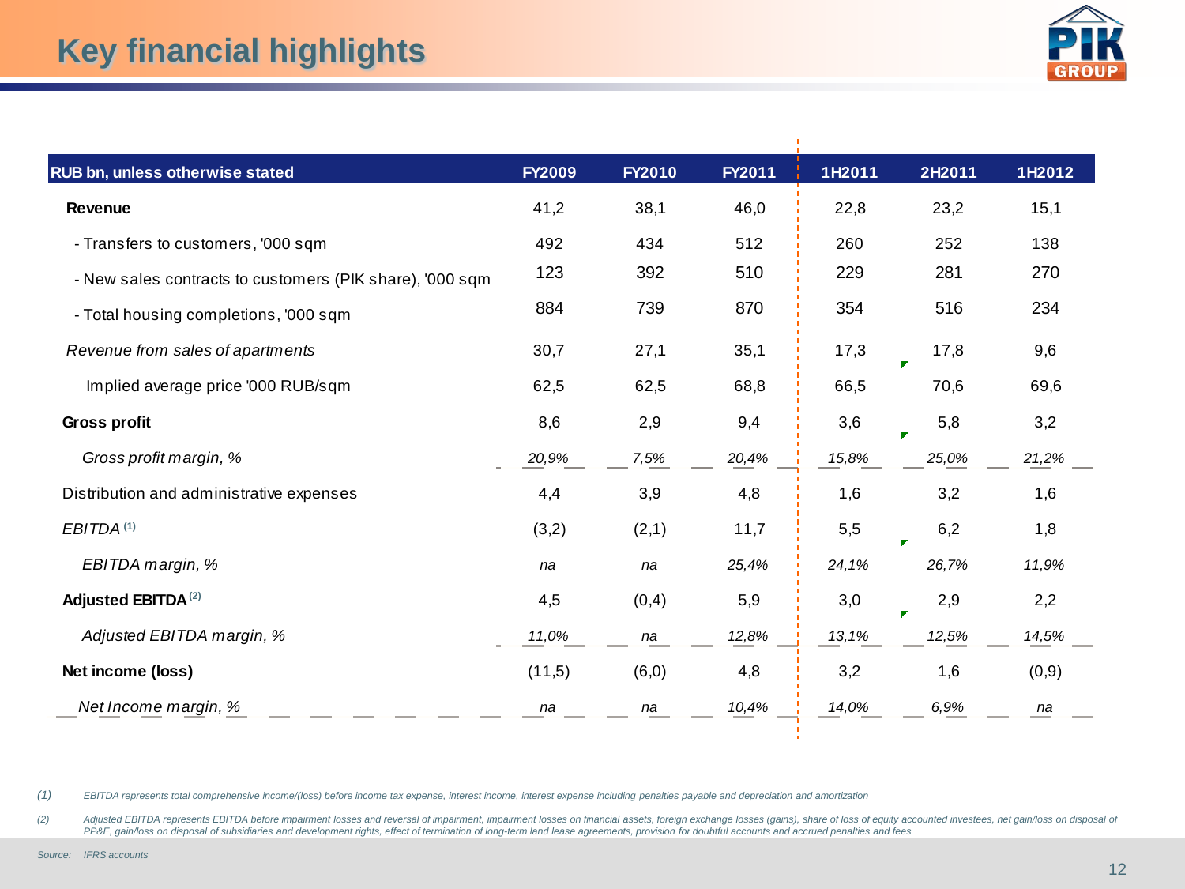# Key financial highlights

| RUB bn, unless otherwise stated | FY2009 | FY2010 | FY2011 | 1H2011 | 2H2011 | 1H2012 |
|---|---|---|---|---|---|---|
| **Revenue** | 41,2 | 38,1 | 46,0 | 22,8 | 23,2 | 15,1 |
| - Transfers to customers, '000 sqm | 492 | 434 | 512 | 260 | 252 | 138 |
| - New sales contracts to customers (PIK share), '000 sqm | 123 | 392 | 510 | 229 | 281 | 270 |
| - Total housing completions, '000 sqm | 884 | 739 | 870 | 354 | 516 | 234 |
| *Revenue from sales of apartments* | 30,7 | 27,1 | 35,1 | 17,3 | 17,8 | 9,6 |
| Implied average price '000 RUB/sqm | 62,5 | 62,5 | 68,8 | 66,5 | 70,6 | 69,6 |
| **Gross profit** | 8,6 | 2,9 | 9,4 | 3,6 | 5,8 | 3,2 |
| *Gross profit margin, %* | *20,9%* | *7,5%* | *20,4%* | *15,8%* | *25,0%* | *21,2%* |
| Distribution and administrative expenses | 4,4 | 3,9 | 4,8 | 1,6 | 3,2 | 1,6 |
| *EBITDA* [(1)] | (3,2) | (2,1) | 11,7 | 5,5 | 6,2 | 1,8 |
| *EBITDA margin, %* | *na* | *na* | *25,4%* | *24,1%* | *26,7%* | *11,9%* |
| **Adjusted EBITDA** [(2)] | 4,5 | (0,4) | 5,9 | 3,0 | 2,9 | 2,2 |
| *Adjusted EBITDA margin, %* | *11,0%* | *na* | *12,8%* | *13,1%* | *12,5%* | *14,5%* |
| **Net income (loss)** | (11,5) | (6,0) | 4,8 | 3,2 | 1,6 | (0,9) |
| *Net Income margin, %* | *na* | *na* | *10,4%* | *14,0%* | *6,9%* | *na* |

*(1) EBITDA represents total comprehensive income/(loss) before income tax expense, interest income, interest expense including penalties payable and depreciation and amortization*

*(2) Adjusted EBITDA represents EBITDA before impairment losses and reversal of impairment, impairment losses on financial assets, foreign exchange losses (gains), share of loss of equity accounted investees, net gain/loss on disposal of PP&E, gain/loss on disposal of subsidiaries and development rights, effect of termination of long-term land lease agreements, provision for doubtful accounts and accrued penalties and fees*

*Source: IFRS accounts*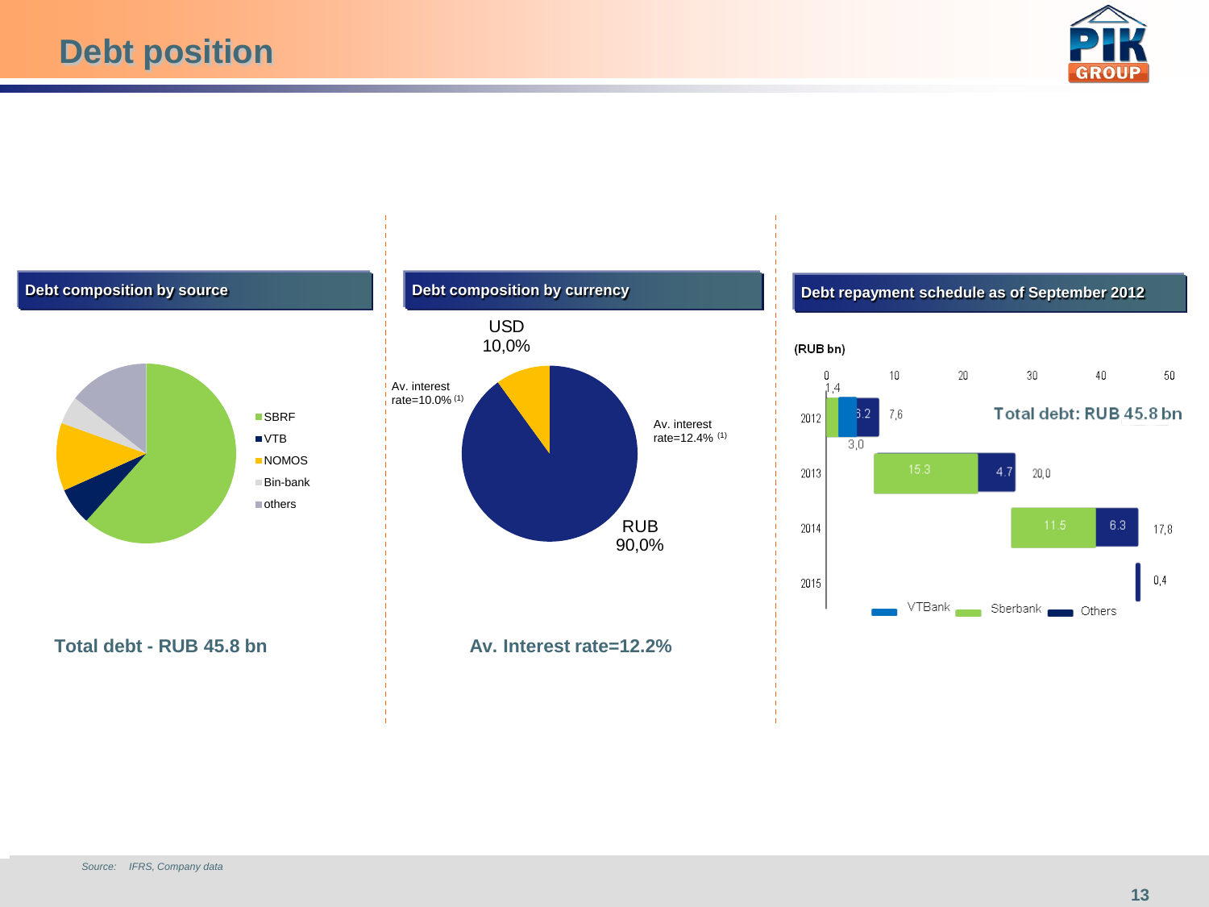# Debt position

## Debt composition by source

SBRF
VTB
NOMOS
Bin-bank
others

**Total debt - RUB 45.8 bn**

## Debt composition by currency

USD
10,0%

Av. interest rate=10.0% [(1)]

Av. interest rate=12.4% [(1)]

RUB
90,0%

**Av. Interest rate=12.2%**

## Debt repayment schedule as of September 2012

(RUB bn)

0 10 20 30 40 50

2012 1,4 3.2 7,6 3,0
2013 15.3 4.7 20,0
2014 11.5 6.3 17,8
2015 0,4

Total debt: RUB 45.8 bn

VTBank Sberbank Others

*Source: IFRS, Company data*